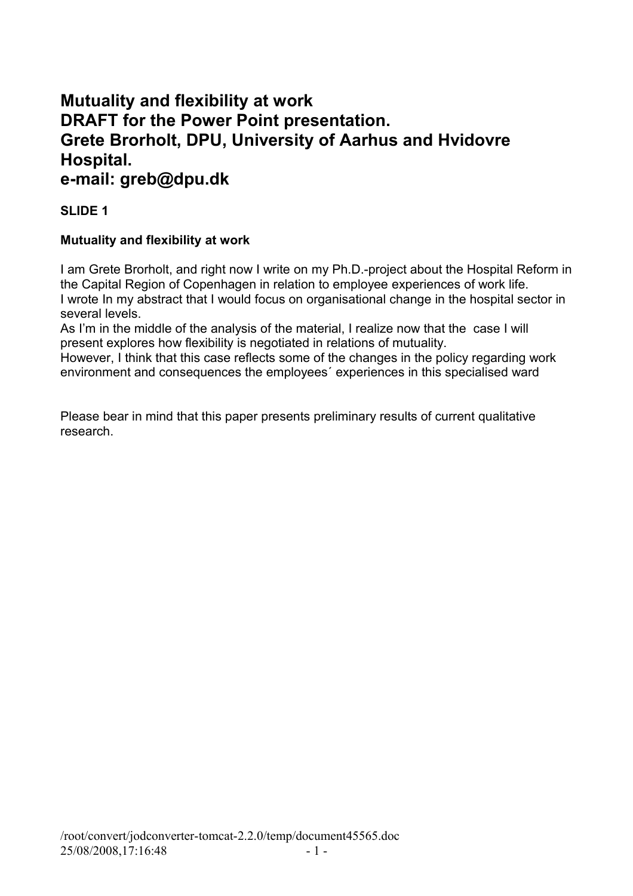# Mutuality and flexibility at work
# DRAFT for the Power Point presentation.
# Grete Brorholt, DPU, University of Aarhus and Hvidovre Hospital.
# e-mail: greb@dpu.dk

**SLIDE 1**

**Mutuality and flexibility at work**

I am Grete Brorholt, and right now I write on my Ph.D.-project about the Hospital Reform in the Capital Region of Copenhagen in relation to employee experiences of work life.
I wrote In my abstract that I would focus on organisational change in the hospital sector in several levels.
As I'm in the middle of the analysis of the material, I realize now that the case I will present explores how flexibility is negotiated in relations of mutuality.
However, I think that this case reflects some of the changes in the policy regarding work environment and consequences the employees´ experiences in this specialised ward

Please bear in mind that this paper presents preliminary results of current qualitative research.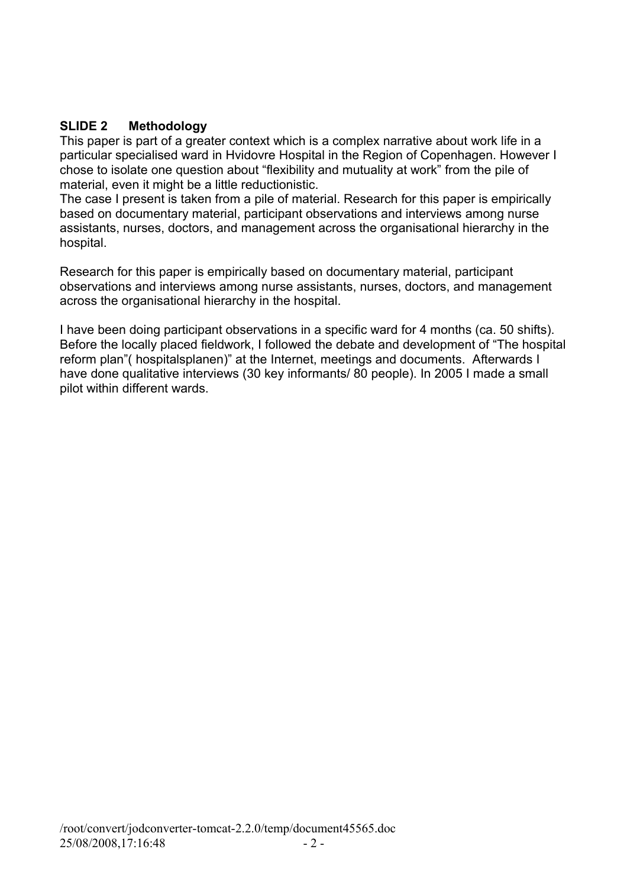**SLIDE 2 Methodology**

This paper is part of a greater context which is a complex narrative about work life in a particular specialised ward in Hvidovre Hospital in the Region of Copenhagen. However I chose to isolate one question about "flexibility and mutuality at work" from the pile of material, even it might be a little reductionistic.

The case I present is taken from a pile of material. Research for this paper is empirically based on documentary material, participant observations and interviews among nurse assistants, nurses, doctors, and management across the organisational hierarchy in the hospital.

Research for this paper is empirically based on documentary material, participant observations and interviews among nurse assistants, nurses, doctors, and management across the organisational hierarchy in the hospital.

I have been doing participant observations in a specific ward for 4 months (ca. 50 shifts). Before the locally placed fieldwork, I followed the debate and development of "The hospital reform plan"( hospitalsplanen)" at the Internet, meetings and documents. Afterwards I have done qualitative interviews (30 key informants/ 80 people). In 2005 I made a small pilot within different wards.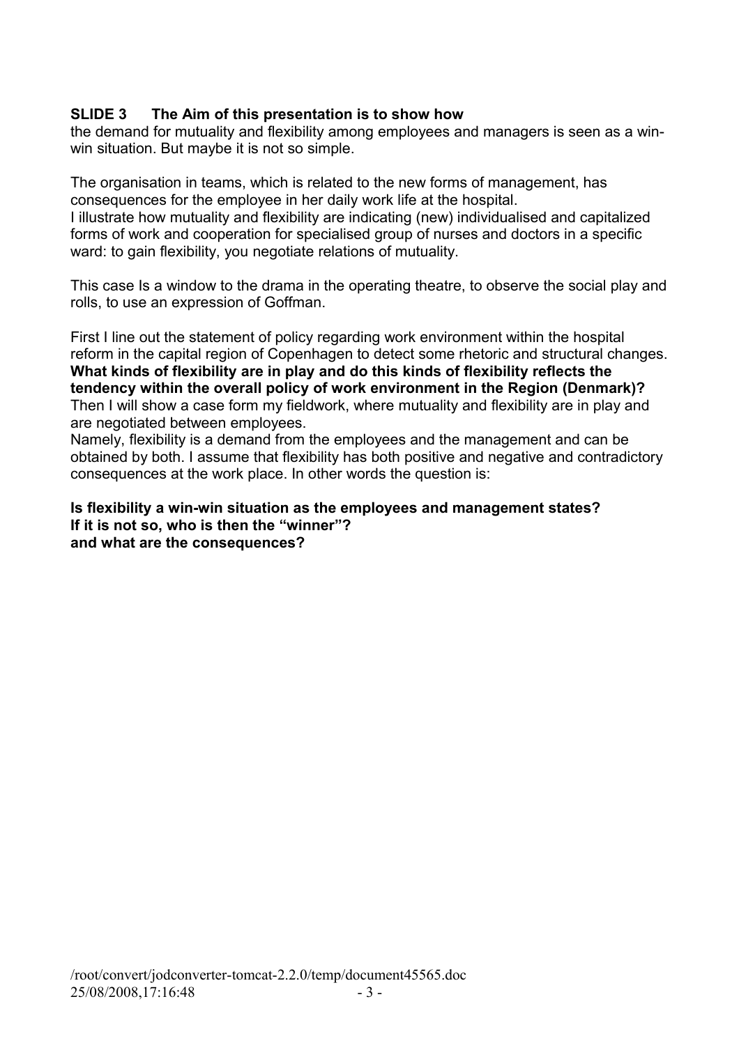**SLIDE 3 The Aim of this presentation is to show how**
the demand for mutuality and flexibility among employees and managers is seen as a win-win situation. But maybe it is not so simple.

The organisation in teams, which is related to the new forms of management, has consequences for the employee in her daily work life at the hospital.
I illustrate how mutuality and flexibility are indicating (new) individualised and capitalized forms of work and cooperation for specialised group of nurses and doctors in a specific ward: to gain flexibility, you negotiate relations of mutuality.

This case Is a window to the drama in the operating theatre, to observe the social play and rolls, to use an expression of Goffman.

First I line out the statement of policy regarding work environment within the hospital reform in the capital region of Copenhagen to detect some rhetoric and structural changes.
**What kinds of flexibility are in play and do this kinds of flexibility reflects the tendency within the overall policy of work environment in the Region (Denmark)?**
Then I will show a case form my fieldwork, where mutuality and flexibility are in play and are negotiated between employees.
Namely, flexibility is a demand from the employees and the management and can be obtained by both. I assume that flexibility has both positive and negative and contradictory consequences at the work place. In other words the question is:

**Is flexibility a win-win situation as the employees and management states?**
**If it is not so, who is then the "winner"?**
**and what are the consequences?**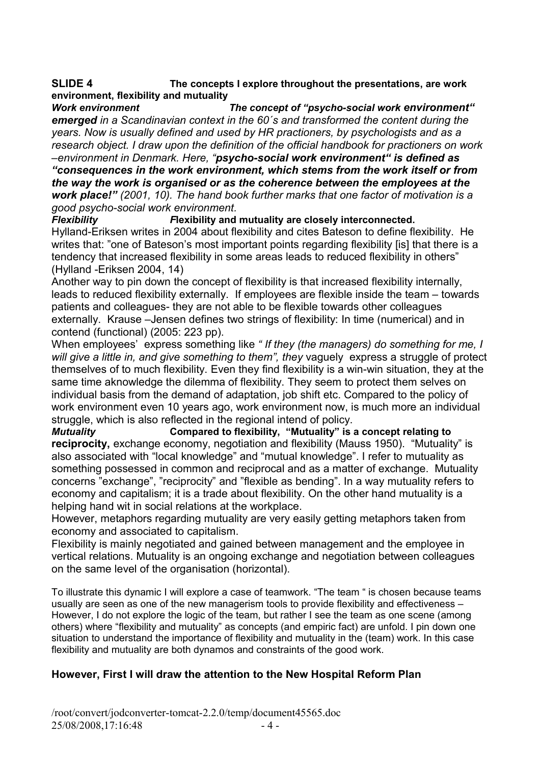**SLIDE 4** **The concepts I explore throughout the presentations, are work environment, flexibility and mutuality**

***Work environment*** ***The concept of "psycho-social work environment" emerged*** *in a Scandinavian context in the 60´s and transformed the content during the years. Now is usually defined and used by HR practioners, by psychologists and as a research object. I draw upon the definition of the official handbook for practioners on work –environment in Denmark. Here, "**psycho-social work environment" is defined as "consequences in the work environment, which stems from the work itself or from the way the work is organised or as the coherence between the employees at the work place!"** (2001, 10). The hand book further marks that one factor of motivation is a good psycho-social work environment.*

***Flexibility*** ***F**lexibility and mutuality are closely interconnected.*

Hylland-Eriksen writes in 2004 about flexibility and cites Bateson to define flexibility. He writes that: "one of Bateson's most important points regarding flexibility [is] that there is a tendency that increased flexibility in some areas leads to reduced flexibility in others" (Hylland -Eriksen 2004, 14)

Another way to pin down the concept of flexibility is that increased flexibility internally, leads to reduced flexibility externally. If employees are flexible inside the team – towards patients and colleagues- they are not able to be flexible towards other colleagues externally. Krause –Jensen defines two strings of flexibility: In time (numerical) and in contend (functional) (2005: 223 pp).

When employees' express something like *" If they (the managers) do something for me, I will give a little in, and give something to them", they* vaguely express a struggle of protect themselves of to much flexibility. Even they find flexibility is a win-win situation, they at the same time aknowledge the dilemma of flexibility. They seem to protect them selves on individual basis from the demand of adaptation, job shift etc. Compared to the policy of work environment even 10 years ago, work environment now, is much more an individual struggle, which is also reflected in the regional intend of policy.

***Mutuality*** **Compared to flexibility, "Mutuality" is a concept relating to reciprocity,** exchange economy, negotiation and flexibility (Mauss 1950). "Mutuality" is also associated with "local knowledge" and "mutual knowledge". I refer to mutuality as something possessed in common and reciprocal and as a matter of exchange. Mutuality concerns "exchange", "reciprocity" and "flexible as bending". In a way mutuality refers to economy and capitalism; it is a trade about flexibility. On the other hand mutuality is a helping hand wit in social relations at the workplace.

However, metaphors regarding mutuality are very easily getting metaphors taken from economy and associated to capitalism.

Flexibility is mainly negotiated and gained between management and the employee in vertical relations. Mutuality is an ongoing exchange and negotiation between colleagues on the same level of the organisation (horizontal).

To illustrate this dynamic I will explore a case of teamwork. "The team " is chosen because teams usually are seen as one of the new managerism tools to provide flexibility and effectiveness – However, I do not explore the logic of the team, but rather I see the team as one scene (among others) where "flexibility and mutuality" as concepts (and empiric fact) are unfold. I pin down one situation to understand the importance of flexibility and mutuality in the (team) work. In this case flexibility and mutuality are both dynamos and constraints of the good work.

**However, First I will draw the attention to the New Hospital Reform Plan**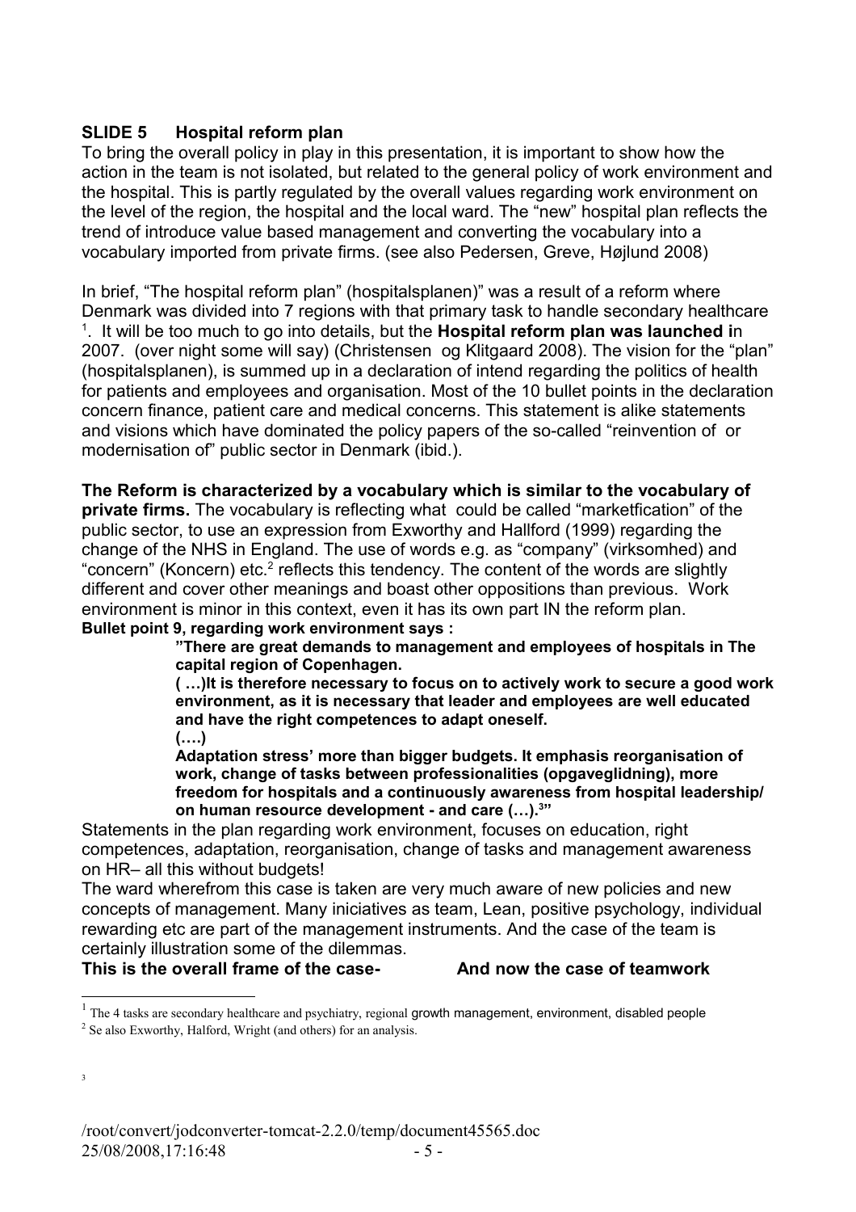## SLIDE 5 Hospital reform plan

To bring the overall policy in play in this presentation, it is important to show how the action in the team is not isolated, but related to the general policy of work environment and the hospital. This is partly regulated by the overall values regarding work environment on the level of the region, the hospital and the local ward. The "new" hospital plan reflects the trend of introduce value based management and converting the vocabulary into a vocabulary imported from private firms. (see also Pedersen, Greve, Højlund 2008)

In brief, "The hospital reform plan" (hospitalsplanen)" was a result of a reform where Denmark was divided into 7 regions with that primary task to handle secondary healthcare [1]. It will be too much to go into details, but the **Hospital reform plan was launched i**n 2007. (over night some will say) (Christensen og Klitgaard 2008). The vision for the "plan" (hospitalsplanen), is summed up in a declaration of intend regarding the politics of health for patients and employees and organisation. Most of the 10 bullet points in the declaration concern finance, patient care and medical concerns. This statement is alike statements and visions which have dominated the policy papers of the so-called "reinvention of or modernisation of" public sector in Denmark (ibid.).

**The Reform is characterized by a vocabulary which is similar to the vocabulary of private firms.** The vocabulary is reflecting what could be called "marketfication" of the public sector, to use an expression from Exworthy and Hallford (1999) regarding the change of the NHS in England. The use of words e.g. as "company" (virksomhed) and "concern" (Koncern) etc.[2] reflects this tendency. The content of the words are slightly different and cover other meanings and boast other oppositions than previous. Work environment is minor in this context, even it has its own part IN the reform plan.

**Bullet point 9, regarding work environment says :**

> **"There are great demands to management and employees of hospitals in The capital region of Copenhagen.**
>
> **( …)It is therefore necessary to focus on to actively work to secure a good work environment, as it is necessary that leader and employees are well educated and have the right competences to adapt oneself.**
>
> **(….)**
>
> **Adaptation stress' more than bigger budgets. It emphasis reorganisation of work, change of tasks between professionalities (opgaveglidning), more freedom for hospitals and a continuously awareness from hospital leadership/ on human resource development - and care (…).[3]"**

Statements in the plan regarding work environment, focuses on education, right competences, adaptation, reorganisation, change of tasks and management awareness on HR– all this without budgets!

The ward wherefrom this case is taken are very much aware of new policies and new concepts of management. Many iniciatives as team, Lean, positive psychology, individual rewarding etc are part of the management instruments. And the case of the team is certainly illustration some of the dilemmas.

**This is the overall frame of the case- And now the case of teamwork**

---

[1] The 4 tasks are secondary healthcare and psychiatry, regional growth management, environment, disabled people

[2] Se also Exworthy, Halford, Wright (and others) for an analysis.

[3]

/root/convert/jodconverter-tomcat-2.2.0/temp/document45565.doc
25/08/2008,17:16:48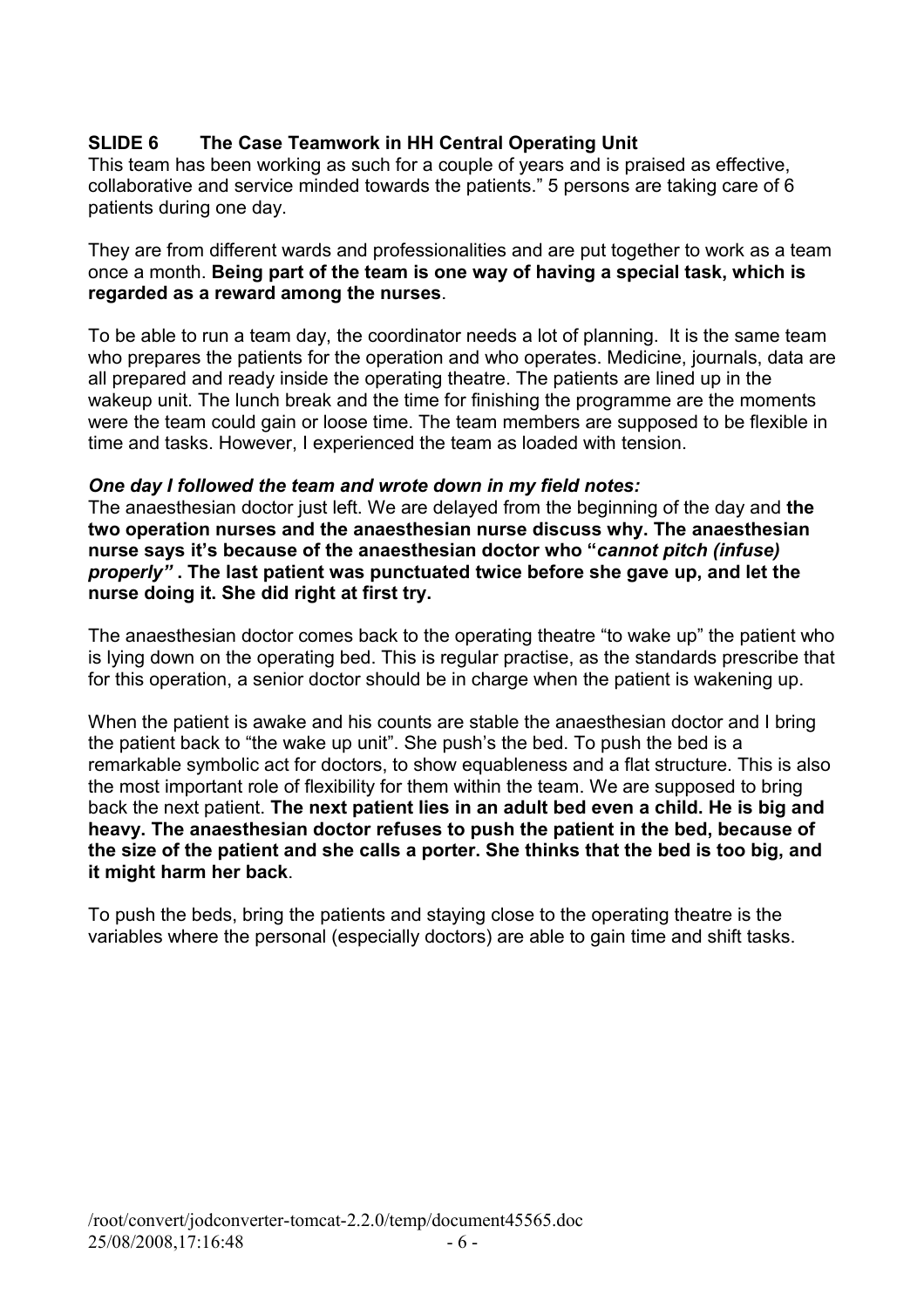**SLIDE 6 The Case Teamwork in HH Central Operating Unit**

This team has been working as such for a couple of years and is praised as effective, collaborative and service minded towards the patients." 5 persons are taking care of 6 patients during one day.

They are from different wards and professionalities and are put together to work as a team once a month. **Being part of the team is one way of having a special task, which is regarded as a reward among the nurses**.

To be able to run a team day, the coordinator needs a lot of planning. It is the same team who prepares the patients for the operation and who operates. Medicine, journals, data are all prepared and ready inside the operating theatre. The patients are lined up in the wakeup unit. The lunch break and the time for finishing the programme are the moments were the team could gain or loose time. The team members are supposed to be flexible in time and tasks. However, I experienced the team as loaded with tension.

***One day I followed the team and wrote down in my field notes:***

The anaesthesian doctor just left. We are delayed from the beginning of the day and **the two operation nurses and the anaesthesian nurse discuss why. The anaesthesian nurse says it's because of the anaesthesian doctor who "*cannot pitch (infuse) properly"* . The last patient was punctuated twice before she gave up, and let the nurse doing it. She did right at first try.**

The anaesthesian doctor comes back to the operating theatre "to wake up" the patient who is lying down on the operating bed. This is regular practise, as the standards prescribe that for this operation, a senior doctor should be in charge when the patient is wakening up.

When the patient is awake and his counts are stable the anaesthesian doctor and I bring the patient back to "the wake up unit". She push's the bed. To push the bed is a remarkable symbolic act for doctors, to show equableness and a flat structure. This is also the most important role of flexibility for them within the team. We are supposed to bring back the next patient. **The next patient lies in an adult bed even a child. He is big and heavy. The anaesthesian doctor refuses to push the patient in the bed, because of the size of the patient and she calls a porter. She thinks that the bed is too big, and it might harm her back**.

To push the beds, bring the patients and staying close to the operating theatre is the variables where the personal (especially doctors) are able to gain time and shift tasks.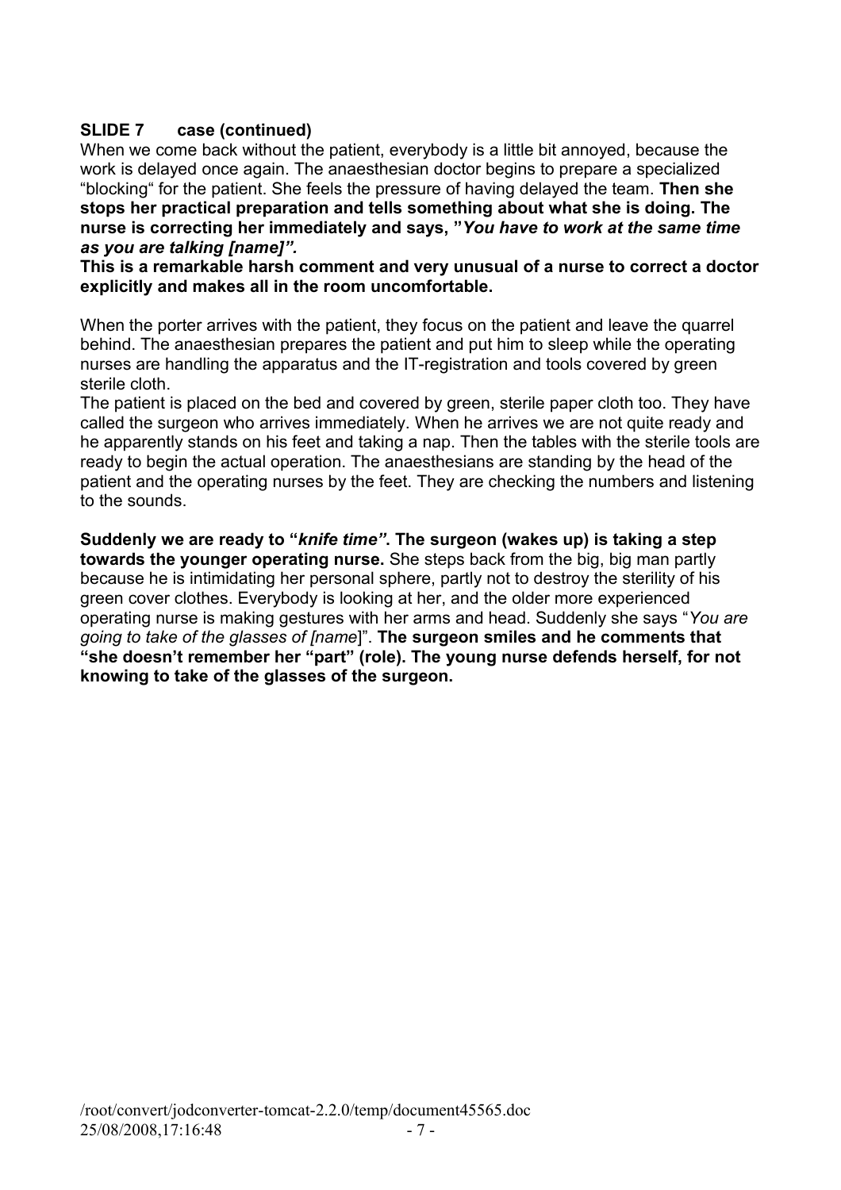**SLIDE 7 case (continued)**

When we come back without the patient, everybody is a little bit annoyed, because the work is delayed once again. The anaesthesian doctor begins to prepare a specialized "blocking" for the patient. She feels the pressure of having delayed the team. **Then she stops her practical preparation and tells something about what she is doing. The nurse is correcting her immediately and says, "*You have to work at the same time as you are talking [name]".***

**This is a remarkable harsh comment and very unusual of a nurse to correct a doctor explicitly and makes all in the room uncomfortable.**

When the porter arrives with the patient, they focus on the patient and leave the quarrel behind. The anaesthesian prepares the patient and put him to sleep while the operating nurses are handling the apparatus and the IT-registration and tools covered by green sterile cloth.

The patient is placed on the bed and covered by green, sterile paper cloth too. They have called the surgeon who arrives immediately. When he arrives we are not quite ready and he apparently stands on his feet and taking a nap. Then the tables with the sterile tools are ready to begin the actual operation. The anaesthesians are standing by the head of the patient and the operating nurses by the feet. They are checking the numbers and listening to the sounds.

**Suddenly we are ready to "*knife time*". The surgeon (wakes up) is taking a step towards the younger operating nurse.** She steps back from the big, big man partly because he is intimidating her personal sphere, partly not to destroy the sterility of his green cover clothes. Everybody is looking at her, and the older more experienced operating nurse is making gestures with her arms and head. Suddenly she says "*You are going to take of the glasses of [name*]". **The surgeon smiles and he comments that "she doesn't remember her "part" (role). The young nurse defends herself, for not knowing to take of the glasses of the surgeon.**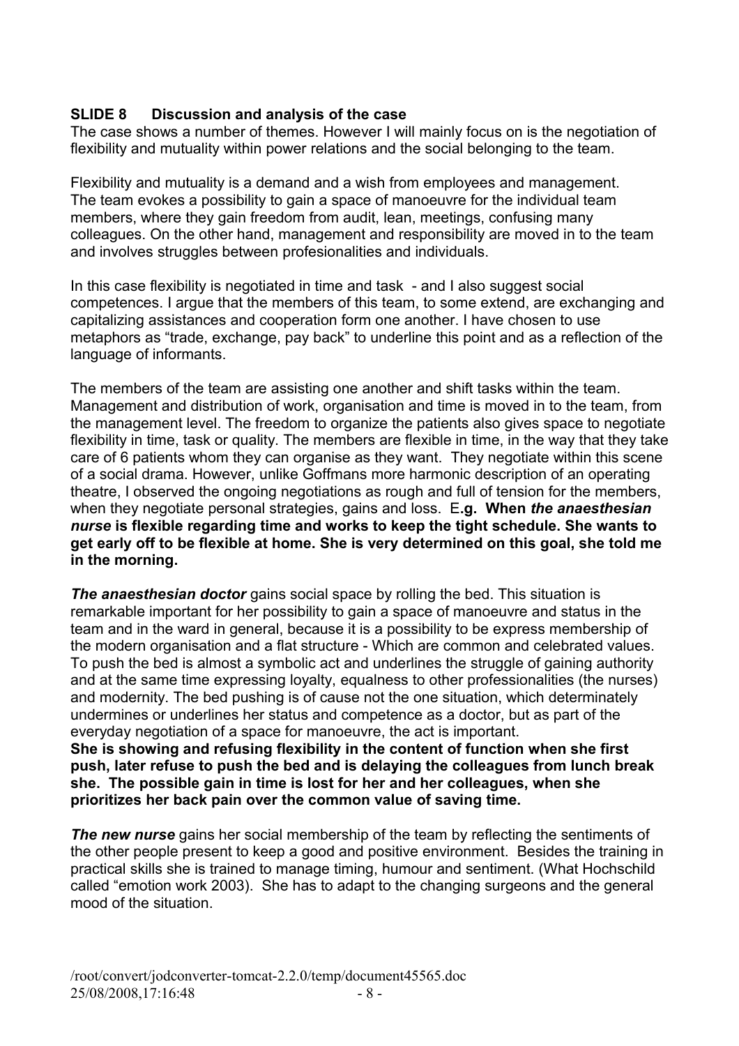**SLIDE 8 Discussion and analysis of the case**

The case shows a number of themes. However I will mainly focus on is the negotiation of flexibility and mutuality within power relations and the social belonging to the team.

Flexibility and mutuality is a demand and a wish from employees and management. The team evokes a possibility to gain a space of manoeuvre for the individual team members, where they gain freedom from audit, lean, meetings, confusing many colleagues. On the other hand, management and responsibility are moved in to the team and involves struggles between profesionalities and individuals.

In this case flexibility is negotiated in time and task - and I also suggest social competences. I argue that the members of this team, to some extend, are exchanging and capitalizing assistances and cooperation form one another. I have chosen to use metaphors as "trade, exchange, pay back" to underline this point and as a reflection of the language of informants.

The members of the team are assisting one another and shift tasks within the team. Management and distribution of work, organisation and time is moved in to the team, from the management level. The freedom to organize the patients also gives space to negotiate flexibility in time, task or quality. The members are flexible in time, in the way that they take care of 6 patients whom they can organise as they want. They negotiate within this scene of a social drama. However, unlike Goffmans more harmonic description of an operating theatre, I observed the ongoing negotiations as rough and full of tension for the members, when they negotiate personal strategies, gains and loss. E**.g. When *the anaesthesian nurse* is flexible regarding time and works to keep the tight schedule. She wants to get early off to be flexible at home. She is very determined on this goal, she told me in the morning.**

***The anaesthesian doctor*** gains social space by rolling the bed. This situation is remarkable important for her possibility to gain a space of manoeuvre and status in the team and in the ward in general, because it is a possibility to be express membership of the modern organisation and a flat structure - Which are common and celebrated values. To push the bed is almost a symbolic act and underlines the struggle of gaining authority and at the same time expressing loyalty, equalness to other professionalities (the nurses) and modernity. The bed pushing is of cause not the one situation, which determinately undermines or underlines her status and competence as a doctor, but as part of the everyday negotiation of a space for manoeuvre, the act is important.
**She is showing and refusing flexibility in the content of function when she first push, later refuse to push the bed and is delaying the colleagues from lunch break she. The possible gain in time is lost for her and her colleagues, when she prioritizes her back pain over the common value of saving time.**

***The new nurse*** gains her social membership of the team by reflecting the sentiments of the other people present to keep a good and positive environment. Besides the training in practical skills she is trained to manage timing, humour and sentiment. (What Hochschild called "emotion work 2003). She has to adapt to the changing surgeons and the general mood of the situation.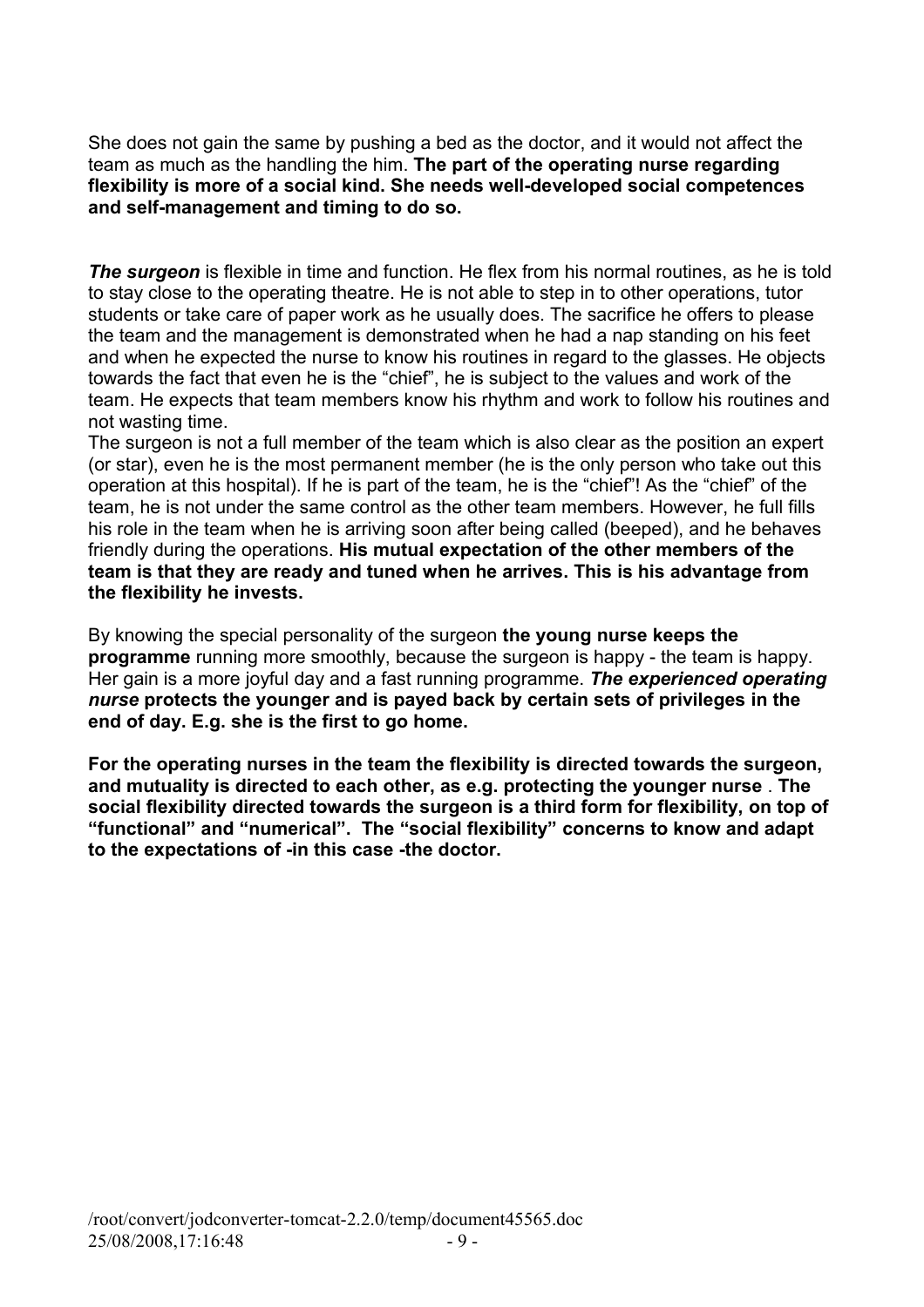She does not gain the same by pushing a bed as the doctor, and it would not affect the team as much as the handling the him. **The part of the operating nurse regarding flexibility is more of a social kind. She needs well-developed social competences and self-management and timing to do so.**

***The surgeon*** is flexible in time and function. He flex from his normal routines, as he is told to stay close to the operating theatre. He is not able to step in to other operations, tutor students or take care of paper work as he usually does. The sacrifice he offers to please the team and the management is demonstrated when he had a nap standing on his feet and when he expected the nurse to know his routines in regard to the glasses. He objects towards the fact that even he is the "chief", he is subject to the values and work of the team. He expects that team members know his rhythm and work to follow his routines and not wasting time.

The surgeon is not a full member of the team which is also clear as the position an expert (or star), even he is the most permanent member (he is the only person who take out this operation at this hospital). If he is part of the team, he is the "chief"! As the "chief" of the team, he is not under the same control as the other team members. However, he full fills his role in the team when he is arriving soon after being called (beeped), and he behaves friendly during the operations. **His mutual expectation of the other members of the team is that they are ready and tuned when he arrives. This is his advantage from the flexibility he invests.**

By knowing the special personality of the surgeon **the young nurse keeps the programme** running more smoothly, because the surgeon is happy - the team is happy. Her gain is a more joyful day and a fast running programme. ***The experienced operating nurse*** **protects the younger and is payed back by certain sets of privileges in the end of day. E.g. she is the first to go home.**

**For the operating nurses in the team the flexibility is directed towards the surgeon, and mutuality is directed to each other, as e.g. protecting the younger nurse** . **The social flexibility directed towards the surgeon is a third form for flexibility, on top of "functional" and "numerical". The "social flexibility" concerns to know and adapt to the expectations of -in this case -the doctor.**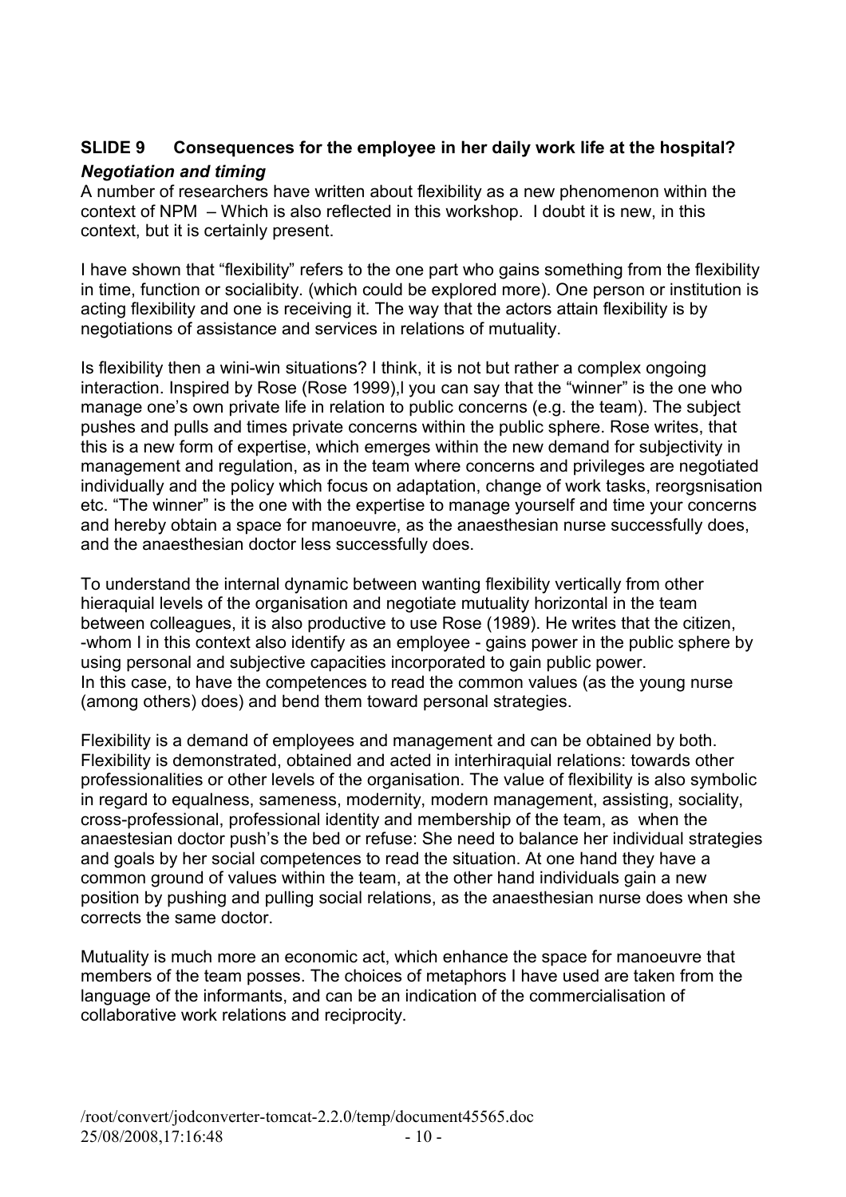**SLIDE 9 Consequences for the employee in her daily work life at the hospital?**

***Negotiation and timing***

A number of researchers have written about flexibility as a new phenomenon within the context of NPM – Which is also reflected in this workshop. I doubt it is new, in this context, but it is certainly present.

I have shown that "flexibility" refers to the one part who gains something from the flexibility in time, function or socialibity. (which could be explored more). One person or institution is acting flexibility and one is receiving it. The way that the actors attain flexibility is by negotiations of assistance and services in relations of mutuality.

Is flexibility then a wini-win situations? I think, it is not but rather a complex ongoing interaction. Inspired by Rose (Rose 1999),I you can say that the "winner" is the one who manage one's own private life in relation to public concerns (e.g. the team). The subject pushes and pulls and times private concerns within the public sphere. Rose writes, that this is a new form of expertise, which emerges within the new demand for subjectivity in management and regulation, as in the team where concerns and privileges are negotiated individually and the policy which focus on adaptation, change of work tasks, reorgsnisation etc. "The winner" is the one with the expertise to manage yourself and time your concerns and hereby obtain a space for manoeuvre, as the anaesthesian nurse successfully does, and the anaesthesian doctor less successfully does.

To understand the internal dynamic between wanting flexibility vertically from other hieraquial levels of the organisation and negotiate mutuality horizontal in the team between colleagues, it is also productive to use Rose (1989). He writes that the citizen, -whom I in this context also identify as an employee - gains power in the public sphere by using personal and subjective capacities incorporated to gain public power.
In this case, to have the competences to read the common values (as the young nurse (among others) does) and bend them toward personal strategies.

Flexibility is a demand of employees and management and can be obtained by both. Flexibility is demonstrated, obtained and acted in interhiraquial relations: towards other professionalities or other levels of the organisation. The value of flexibility is also symbolic in regard to equalness, sameness, modernity, modern management, assisting, sociality, cross-professional, professional identity and membership of the team, as when the anaestesian doctor push's the bed or refuse: She need to balance her individual strategies and goals by her social competences to read the situation. At one hand they have a common ground of values within the team, at the other hand individuals gain a new position by pushing and pulling social relations, as the anaesthesian nurse does when she corrects the same doctor.

Mutuality is much more an economic act, which enhance the space for manoeuvre that members of the team posses. The choices of metaphors I have used are taken from the language of the informants, and can be an indication of the commercialisation of collaborative work relations and reciprocity.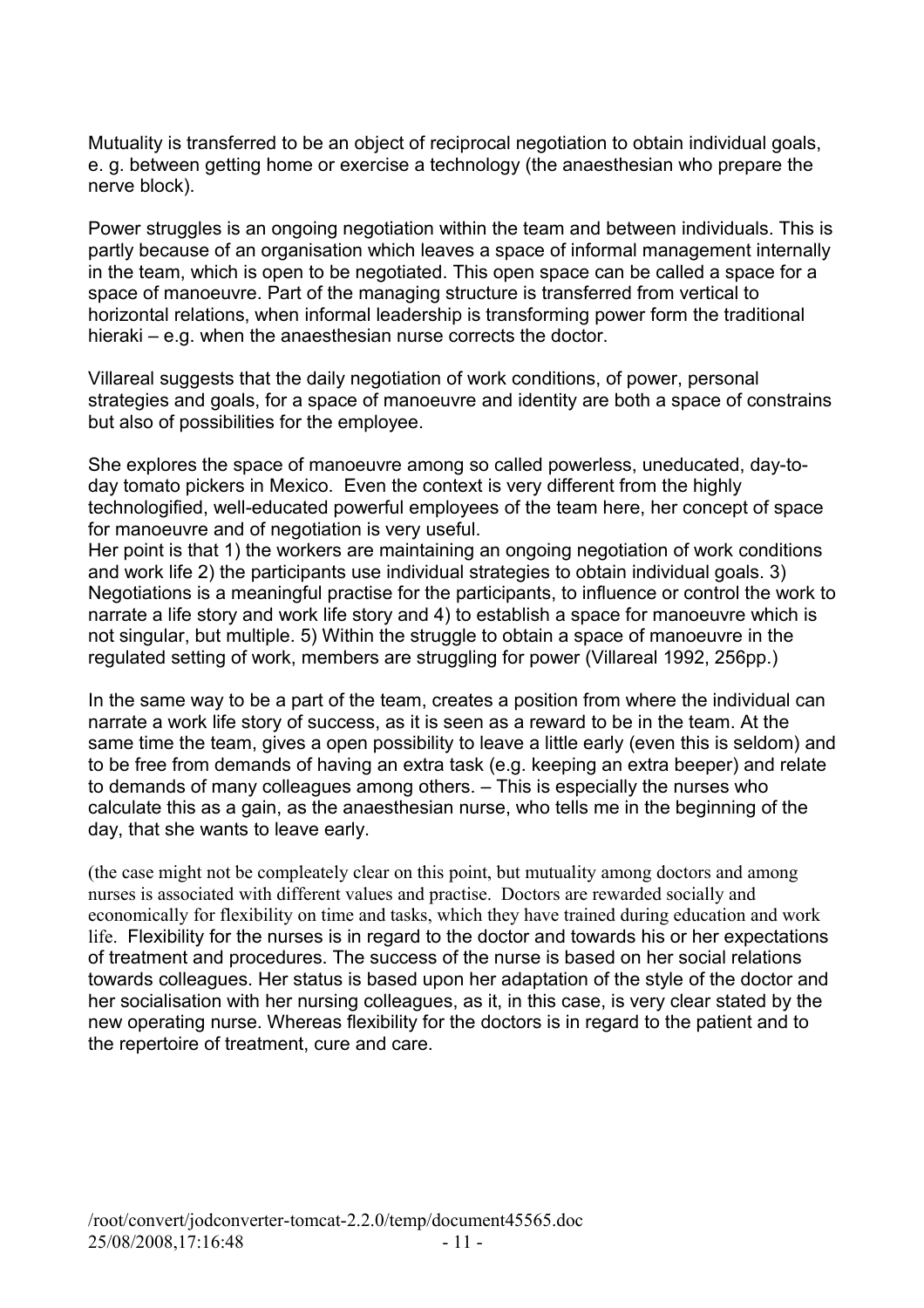Mutuality is transferred to be an object of reciprocal negotiation to obtain individual goals, e. g. between getting home or exercise a technology (the anaesthesian who prepare the nerve block).

Power struggles is an ongoing negotiation within the team and between individuals. This is partly because of an organisation which leaves a space of informal management internally in the team, which is open to be negotiated. This open space can be called a space for a space of manoeuvre. Part of the managing structure is transferred from vertical to horizontal relations, when informal leadership is transforming power form the traditional hieraki – e.g. when the anaesthesian nurse corrects the doctor.

Villareal suggests that the daily negotiation of work conditions, of power, personal strategies and goals, for a space of manoeuvre and identity are both a space of constrains but also of possibilities for the employee.

She explores the space of manoeuvre among so called powerless, uneducated, day-to-day tomato pickers in Mexico. Even the context is very different from the highly technologified, well-educated powerful employees of the team here, her concept of space for manoeuvre and of negotiation is very useful.
Her point is that 1) the workers are maintaining an ongoing negotiation of work conditions and work life 2) the participants use individual strategies to obtain individual goals. 3) Negotiations is a meaningful practise for the participants, to influence or control the work to narrate a life story and work life story and 4) to establish a space for manoeuvre which is not singular, but multiple. 5) Within the struggle to obtain a space of manoeuvre in the regulated setting of work, members are struggling for power (Villareal 1992, 256pp.)

In the same way to be a part of the team, creates a position from where the individual can narrate a work life story of success, as it is seen as a reward to be in the team. At the same time the team, gives a open possibility to leave a little early (even this is seldom) and to be free from demands of having an extra task (e.g. keeping an extra beeper) and relate to demands of many colleagues among others. – This is especially the nurses who calculate this as a gain, as the anaesthesian nurse, who tells me in the beginning of the day, that she wants to leave early.

(the case might not be compleately clear on this point, but mutuality among doctors and among nurses is associated with different values and practise. Doctors are rewarded socially and economically for flexibility on time and tasks, which they have trained during education and work life. Flexibility for the nurses is in regard to the doctor and towards his or her expectations of treatment and procedures. The success of the nurse is based on her social relations towards colleagues. Her status is based upon her adaptation of the style of the doctor and her socialisation with her nursing colleagues, as it, in this case, is very clear stated by the new operating nurse. Whereas flexibility for the doctors is in regard to the patient and to the repertoire of treatment, cure and care.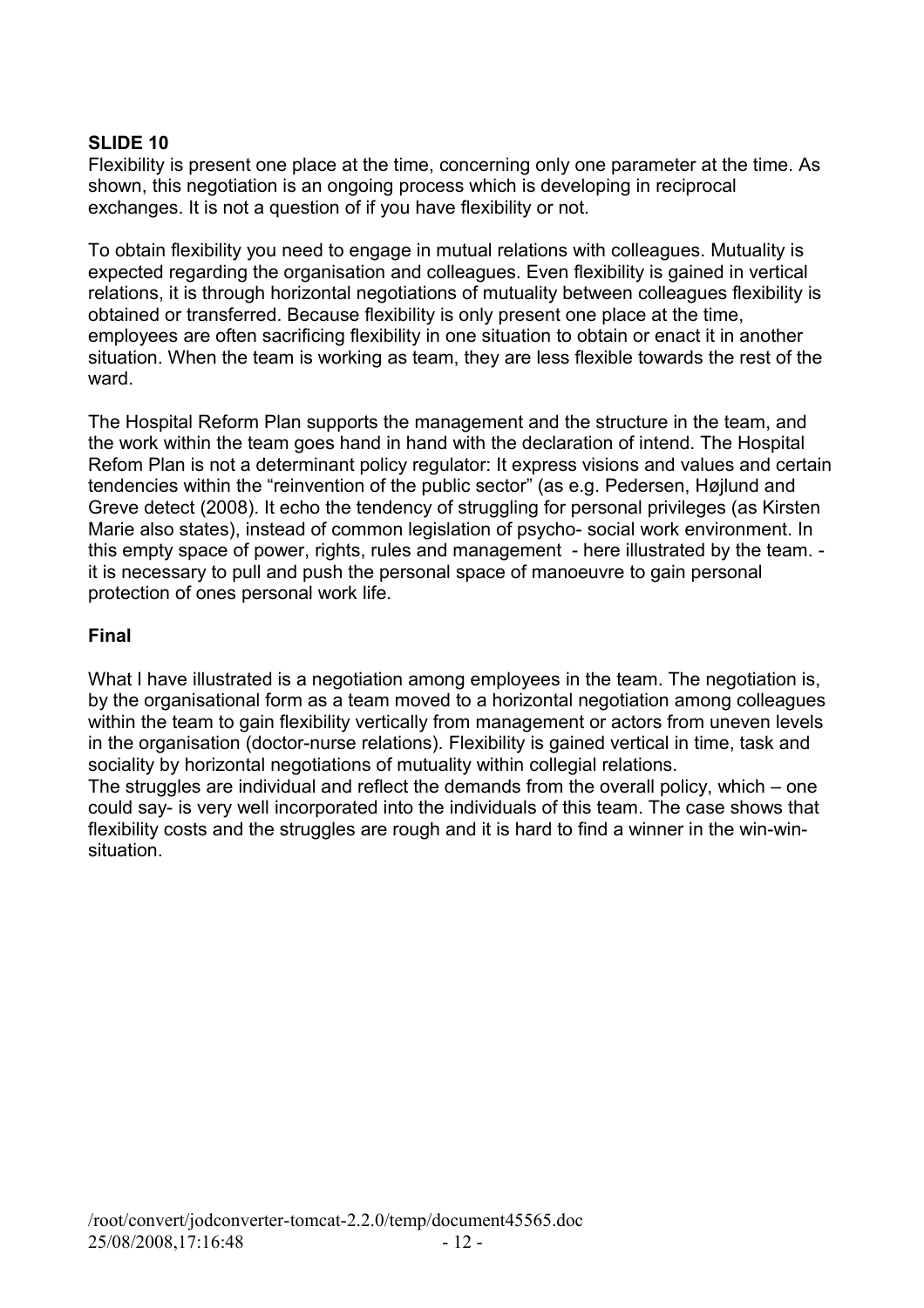**SLIDE 10**

Flexibility is present one place at the time, concerning only one parameter at the time. As shown, this negotiation is an ongoing process which is developing in reciprocal exchanges. It is not a question of if you have flexibility or not.

To obtain flexibility you need to engage in mutual relations with colleagues. Mutuality is expected regarding the organisation and colleagues. Even flexibility is gained in vertical relations, it is through horizontal negotiations of mutuality between colleagues flexibility is obtained or transferred. Because flexibility is only present one place at the time, employees are often sacrificing flexibility in one situation to obtain or enact it in another situation. When the team is working as team, they are less flexible towards the rest of the ward.

The Hospital Reform Plan supports the management and the structure in the team, and the work within the team goes hand in hand with the declaration of intend. The Hospital Refom Plan is not a determinant policy regulator: It express visions and values and certain tendencies within the "reinvention of the public sector" (as e.g. Pedersen, Højlund and Greve detect (2008). It echo the tendency of struggling for personal privileges (as Kirsten Marie also states), instead of common legislation of psycho- social work environment. In this empty space of power, rights, rules and management - here illustrated by the team. - it is necessary to pull and push the personal space of manoeuvre to gain personal protection of ones personal work life.

**Final**

What I have illustrated is a negotiation among employees in the team. The negotiation is, by the organisational form as a team moved to a horizontal negotiation among colleagues within the team to gain flexibility vertically from management or actors from uneven levels in the organisation (doctor-nurse relations). Flexibility is gained vertical in time, task and sociality by horizontal negotiations of mutuality within collegial relations.
The struggles are individual and reflect the demands from the overall policy, which – one could say- is very well incorporated into the individuals of this team. The case shows that flexibility costs and the struggles are rough and it is hard to find a winner in the win-win-situation.